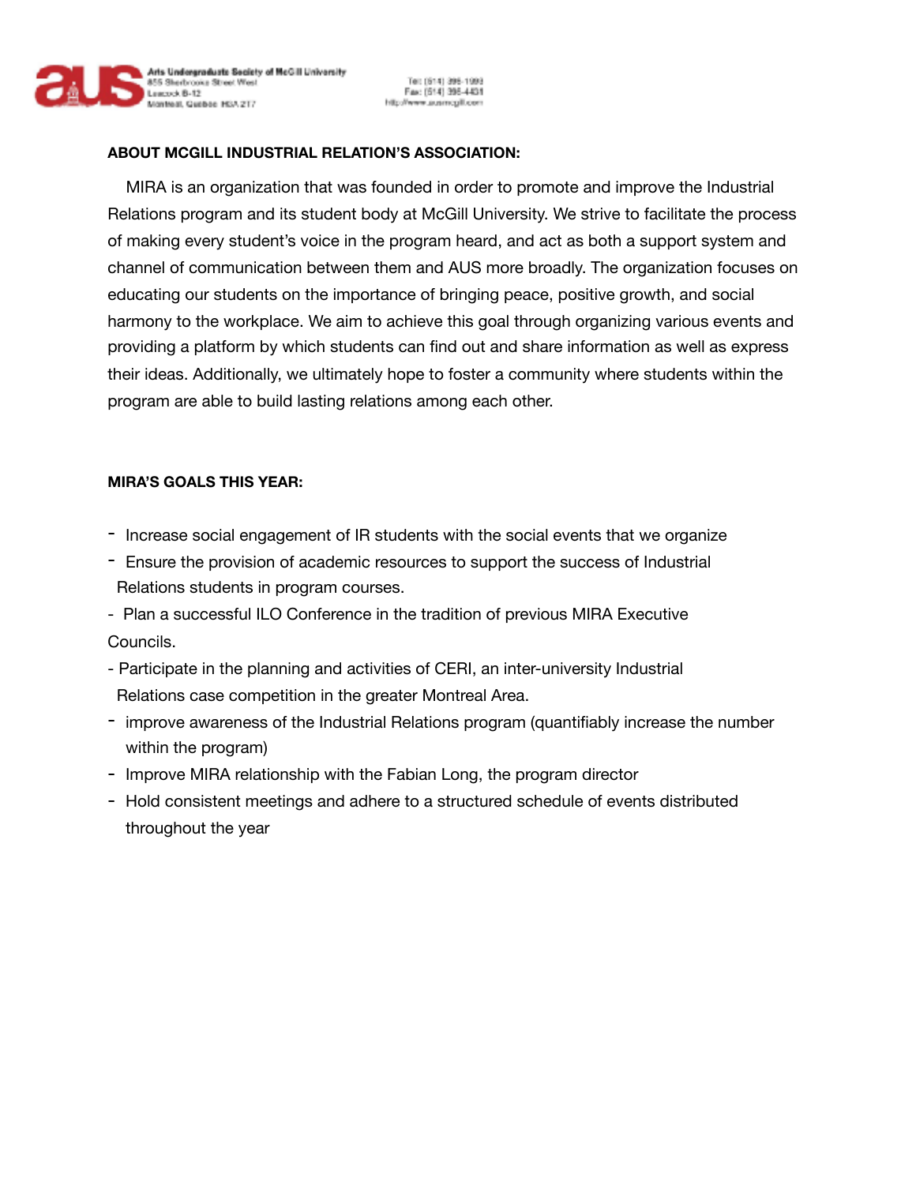Arts Undergraduate Society of McGill University
855 Sherbrooke Street West
Leacock B-12
Montreal, Quebec H3A 2T7

Tel: (514) 398-1993
Fax: (514) 398-4431
http://www.ausmcgill.com

**ABOUT MCGILL INDUSTRIAL RELATION'S ASSOCIATION:**

MIRA is an organization that was founded in order to promote and improve the Industrial Relations program and its student body at McGill University. We strive to facilitate the process of making every student's voice in the program heard, and act as both a support system and channel of communication between them and AUS more broadly. The organization focuses on educating our students on the importance of bringing peace, positive growth, and social harmony to the workplace. We aim to achieve this goal through organizing various events and providing a platform by which students can find out and share information as well as express their ideas. Additionally, we ultimately hope to foster a community where students within the program are able to build lasting relations among each other.

**MIRA'S GOALS THIS YEAR:**

- Increase social engagement of IR students with the social events that we organize
- Ensure the provision of academic resources to support the success of Industrial Relations students in program courses.
- Plan a successful ILO Conference in the tradition of previous MIRA Executive Councils.
- Participate in the planning and activities of CERI, an inter-university Industrial Relations case competition in the greater Montreal Area.
- improve awareness of the Industrial Relations program (quantifiably increase the number within the program)
- Improve MIRA relationship with the Fabian Long, the program director
- Hold consistent meetings and adhere to a structured schedule of events distributed throughout the year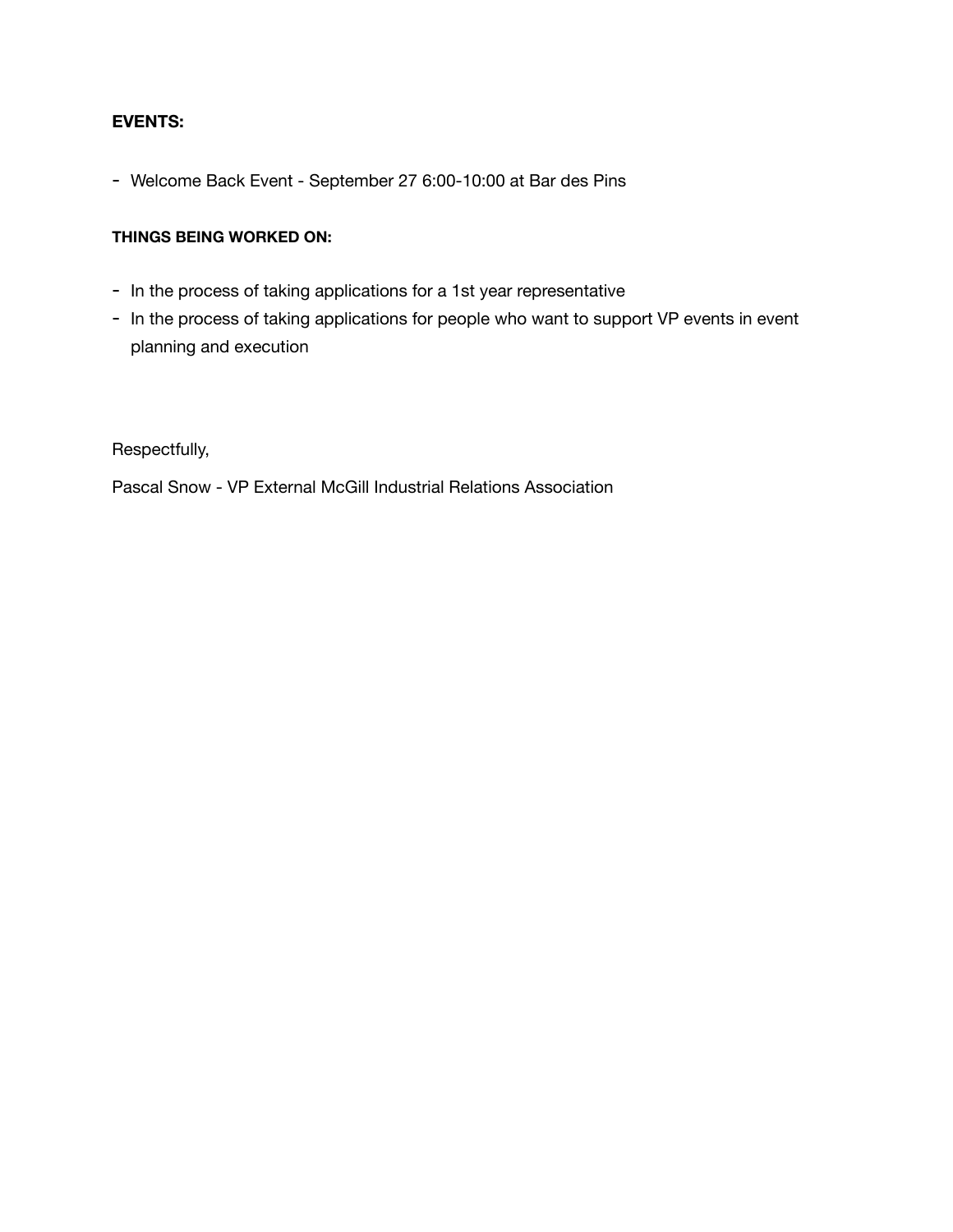**EVENTS:**

- Welcome Back Event - September 27 6:00-10:00 at Bar des Pins

**THINGS BEING WORKED ON:**

- In the process of taking applications for a 1st year representative
- In the process of taking applications for people who want to support VP events in event planning and execution

Respectfully,

Pascal Snow - VP External McGill Industrial Relations Association